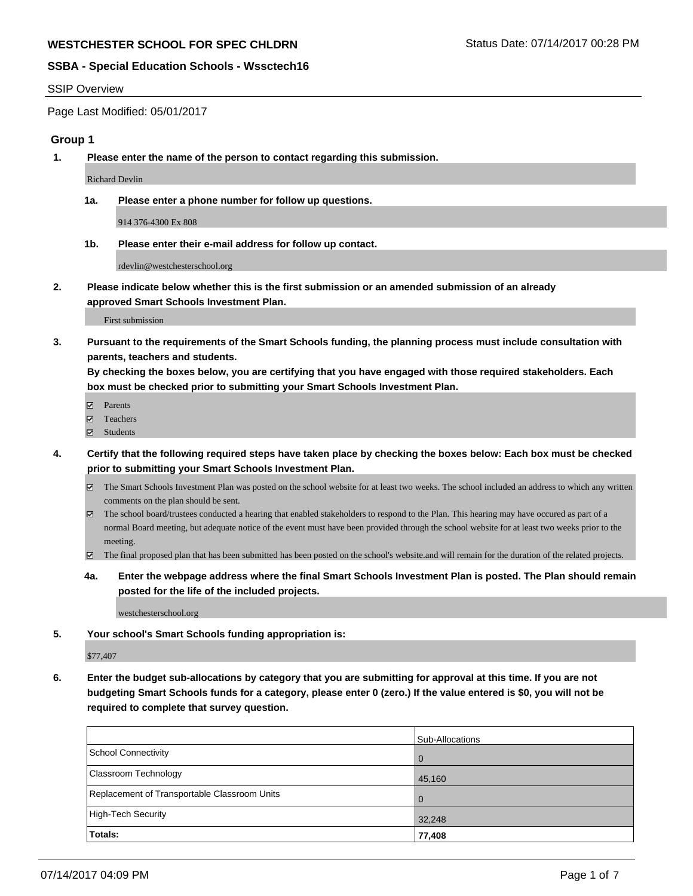**WESTCHESTER SCHOOL FOR SPEC CHLDRN**

**SSBA - Special Education Schools - Wssctech16**

Status Date: 07/14/2017 00:28 PM

SSIP Overview

Page Last Modified: 05/01/2017

## Group 1

**1. Please enter the name of the person to contact regarding this submission.**

Richard Devlin

**1a. Please enter a phone number for follow up questions.**

914 376-4300 Ex 808

**1b. Please enter their e-mail address for follow up contact.**

rdevlin@westchesterschool.org

**2. Please indicate below whether this is the first submission or an amended submission of an already approved Smart Schools Investment Plan.**

First submission

**3. Pursuant to the requirements of the Smart Schools funding, the planning process must include consultation with parents, teachers and students.**
**By checking the boxes below, you are certifying that you have engaged with those required stakeholders. Each box must be checked prior to submitting your Smart Schools Investment Plan.**

- ☑ Parents
- ☑ Teachers
- ☑ Students

**4. Certify that the following required steps have taken place by checking the boxes below: Each box must be checked prior to submitting your Smart Schools Investment Plan.**

- ☑ The Smart Schools Investment Plan was posted on the school website for at least two weeks. The school included an address to which any written comments on the plan should be sent.
- ☑ The school board/trustees conducted a hearing that enabled stakeholders to respond to the Plan. This hearing may have occured as part of a normal Board meeting, but adequate notice of the event must have been provided through the school website for at least two weeks prior to the meeting.
- ☑ The final proposed plan that has been submitted has been posted on the school's website.and will remain for the duration of the related projects.

**4a. Enter the webpage address where the final Smart Schools Investment Plan is posted. The Plan should remain posted for the life of the included projects.**

westchesterschool.org

**5. Your school's Smart Schools funding appropriation is:**

$77,407

**6. Enter the budget sub-allocations by category that you are submitting for approval at this time. If you are not budgeting Smart Schools funds for a category, please enter 0 (zero.) If the value entered is $0, you will not be required to complete that survey question.**

| | Sub-Allocations |
|---|---|
| School Connectivity | 0 |
| Classroom Technology | 45,160 |
| Replacement of Transportable Classroom Units | 0 |
| High-Tech Security | 32,248 |
| **Totals:** | **77,408** |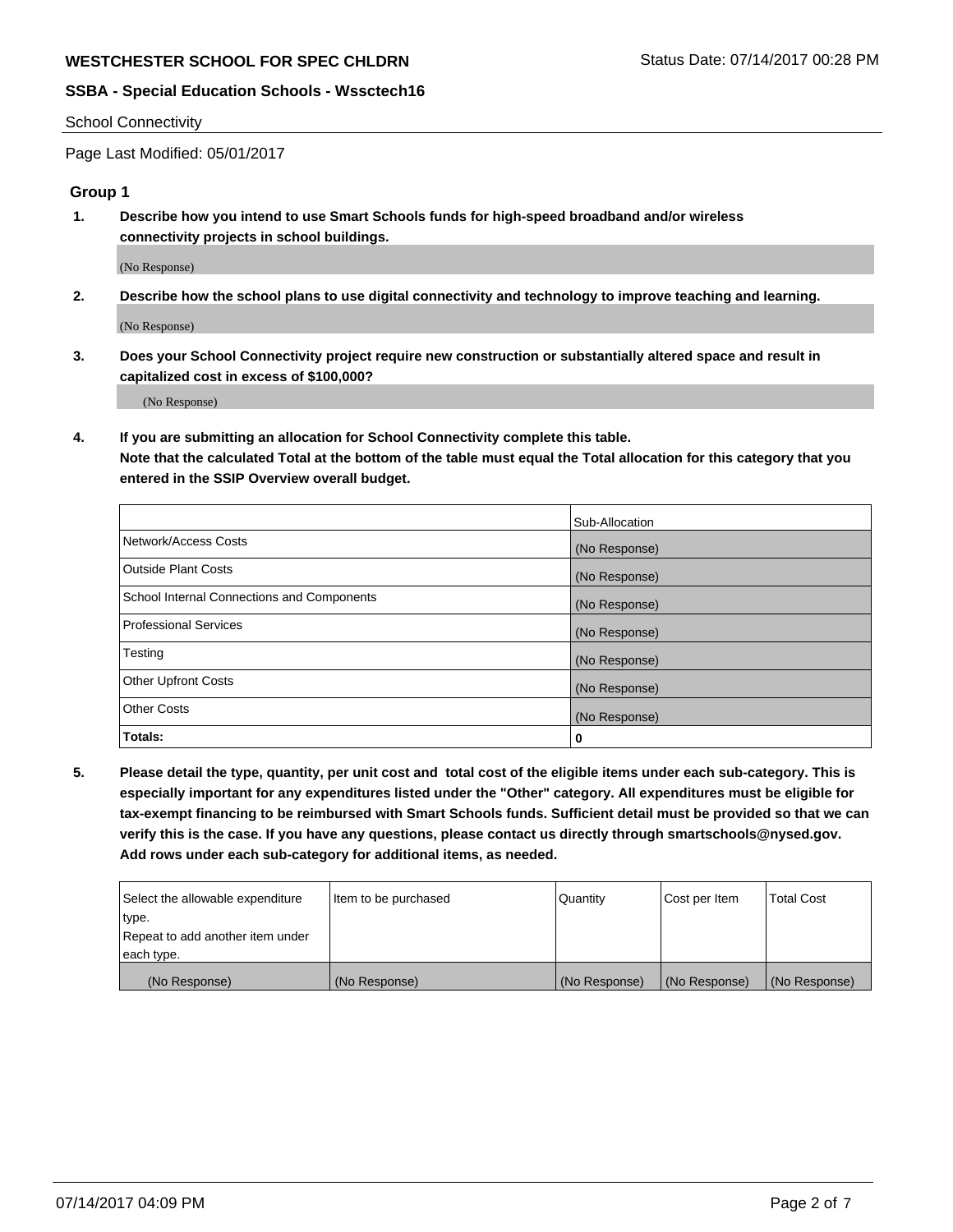School Connectivity

Page Last Modified: 05/01/2017

## Group 1

**1. Describe how you intend to use Smart Schools funds for high-speed broadband and/or wireless connectivity projects in school buildings.**

(No Response)

**2. Describe how the school plans to use digital connectivity and technology to improve teaching and learning.**

(No Response)

**3. Does your School Connectivity project require new construction or substantially altered space and result in capitalized cost in excess of $100,000?**

(No Response)

**4. If you are submitting an allocation for School Connectivity complete this table. Note that the calculated Total at the bottom of the table must equal the Total allocation for this category that you entered in the SSIP Overview overall budget.**

| | Sub-Allocation |
|---|---|
| Network/Access Costs | (No Response) |
| Outside Plant Costs | (No Response) |
| School Internal Connections and Components | (No Response) |
| Professional Services | (No Response) |
| Testing | (No Response) |
| Other Upfront Costs | (No Response) |
| Other Costs | (No Response) |
| **Totals:** | **0** |

**5. Please detail the type, quantity, per unit cost and total cost of the eligible items under each sub-category. This is especially important for any expenditures listed under the "Other" category. All expenditures must be eligible for tax-exempt financing to be reimbursed with Smart Schools funds. Sufficient detail must be provided so that we can verify this is the case. If you have any questions, please contact us directly through smartschools@nysed.gov. Add rows under each sub-category for additional items, as needed.**

| Select the allowable expenditure type. Repeat to add another item under each type. | Item to be purchased | Quantity | Cost per Item | Total Cost |
|---|---|---|---|---|
| (No Response) | (No Response) | (No Response) | (No Response) | (No Response) |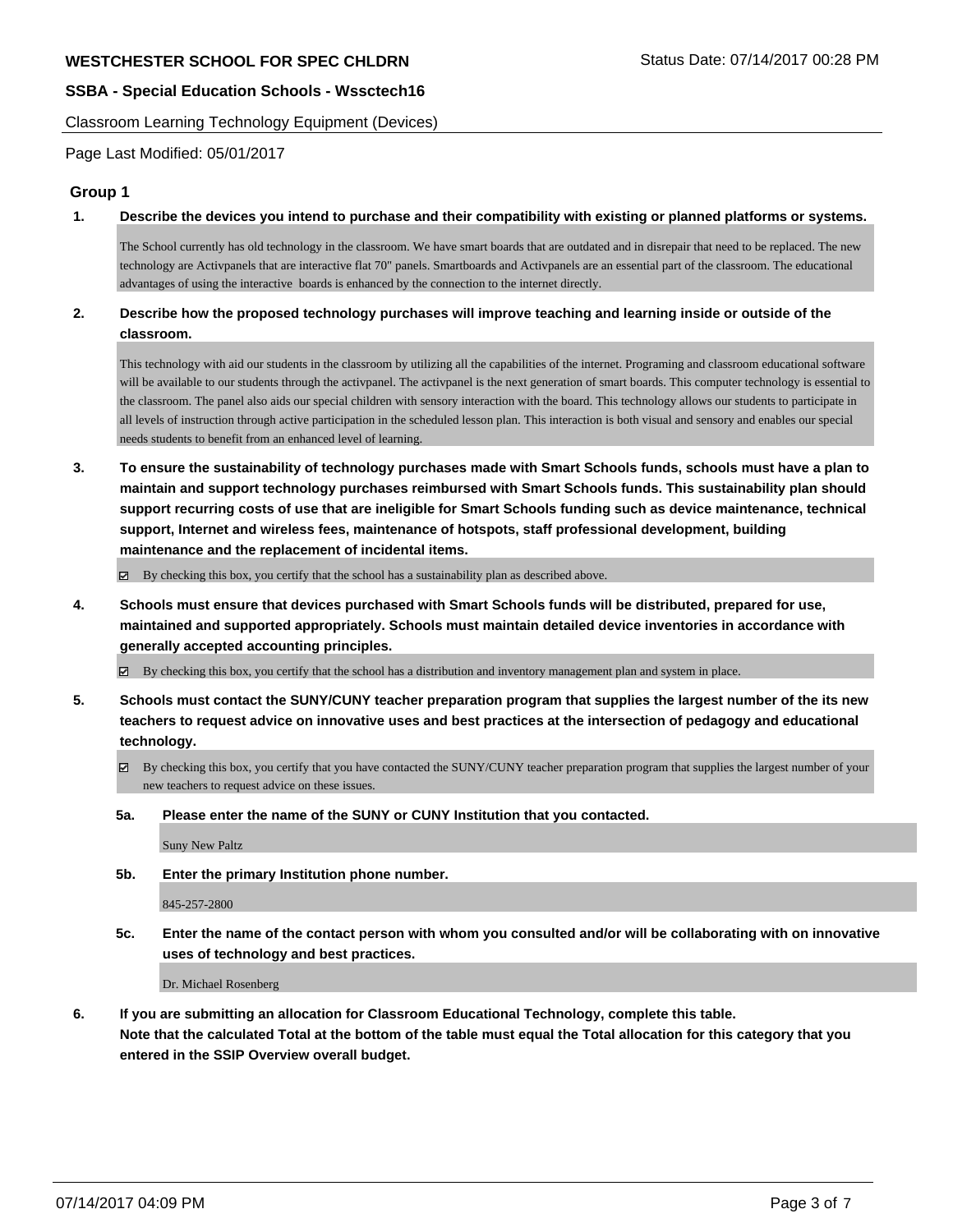**WESTCHESTER SCHOOL FOR SPEC CHLDRN**

Status Date: 07/14/2017 00:28 PM

**SSBA - Special Education Schools - Wsstech16**

Classroom Learning Technology Equipment (Devices)

Page Last Modified: 05/01/2017

## Group 1

**1. Describe the devices you intend to purchase and their compatibility with existing or planned platforms or systems.**

The School currently has old technology in the classroom. We have smart boards that are outdated and in disrepair that need to be replaced. The new technology are Activpanels that are interactive flat 70" panels. Smartboards and Activpanels are an essential part of the classroom. The educational advantages of using the interactive boards is enhanced by the connection to the internet directly.

**2. Describe how the proposed technology purchases will improve teaching and learning inside or outside of the classroom.**

This technology with aid our students in the classroom by utilizing all the capabilities of the internet. Programing and classroom educational software will be available to our students through the activpanel. The activpanel is the next generation of smart boards. This computer technology is essential to the classroom. The panel also aids our special children with sensory interaction with the board. This technology allows our students to participate in all levels of instruction through active participation in the scheduled lesson plan. This interaction is both visual and sensory and enables our special needs students to benefit from an enhanced level of learning.

**3. To ensure the sustainability of technology purchases made with Smart Schools funds, schools must have a plan to maintain and support technology purchases reimbursed with Smart Schools funds. This sustainability plan should support recurring costs of use that are ineligible for Smart Schools funding such as device maintenance, technical support, Internet and wireless fees, maintenance of hotspots, staff professional development, building maintenance and the replacement of incidental items.**

☑ By checking this box, you certify that the school has a sustainability plan as described above.

**4. Schools must ensure that devices purchased with Smart Schools funds will be distributed, prepared for use, maintained and supported appropriately. Schools must maintain detailed device inventories in accordance with generally accepted accounting principles.**

☑ By checking this box, you certify that the school has a distribution and inventory management plan and system in place.

**5. Schools must contact the SUNY/CUNY teacher preparation program that supplies the largest number of the its new teachers to request advice on innovative uses and best practices at the intersection of pedagogy and educational technology.**

☑ By checking this box, you certify that you have contacted the SUNY/CUNY teacher preparation program that supplies the largest number of your new teachers to request advice on these issues.

**5a. Please enter the name of the SUNY or CUNY Institution that you contacted.**

Suny New Paltz

**5b. Enter the primary Institution phone number.**

845-257-2800

**5c. Enter the name of the contact person with whom you consulted and/or will be collaborating with on innovative uses of technology and best practices.**

Dr. Michael Rosenberg

**6. If you are submitting an allocation for Classroom Educational Technology, complete this table. Note that the calculated Total at the bottom of the table must equal the Total allocation for this category that you entered in the SSIP Overview overall budget.**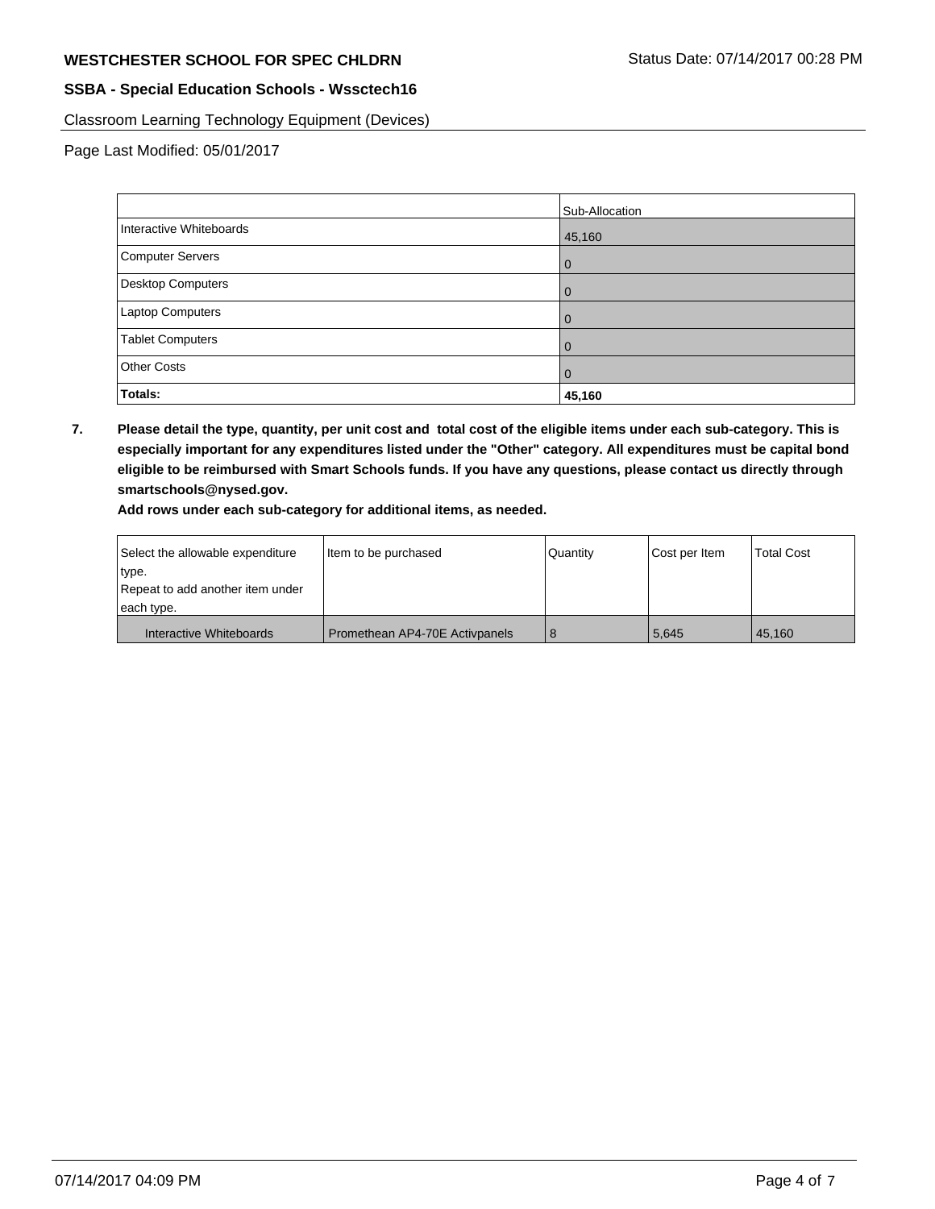Classroom Learning Technology Equipment (Devices)

Page Last Modified: 05/01/2017

| | Sub-Allocation |
|---|---|
| Interactive Whiteboards | 45,160 |
| Computer Servers | 0 |
| Desktop Computers | 0 |
| Laptop Computers | 0 |
| Tablet Computers | 0 |
| Other Costs | 0 |
| **Totals:** | **45,160** |

**7. Please detail the type, quantity, per unit cost and total cost of the eligible items under each sub-category. This is especially important for any expenditures listed under the "Other" category. All expenditures must be capital bond eligible to be reimbursed with Smart Schools funds. If you have any questions, please contact us directly through smartschools@nysed.gov.**

**Add rows under each sub-category for additional items, as needed.**

| Select the allowable expenditure type. Repeat to add another item under each type. | Item to be purchased | Quantity | Cost per Item | Total Cost |
|---|---|---|---|---|
| Interactive Whiteboards | Promethean AP4-70E Activpanels | 8 | 5,645 | 45,160 |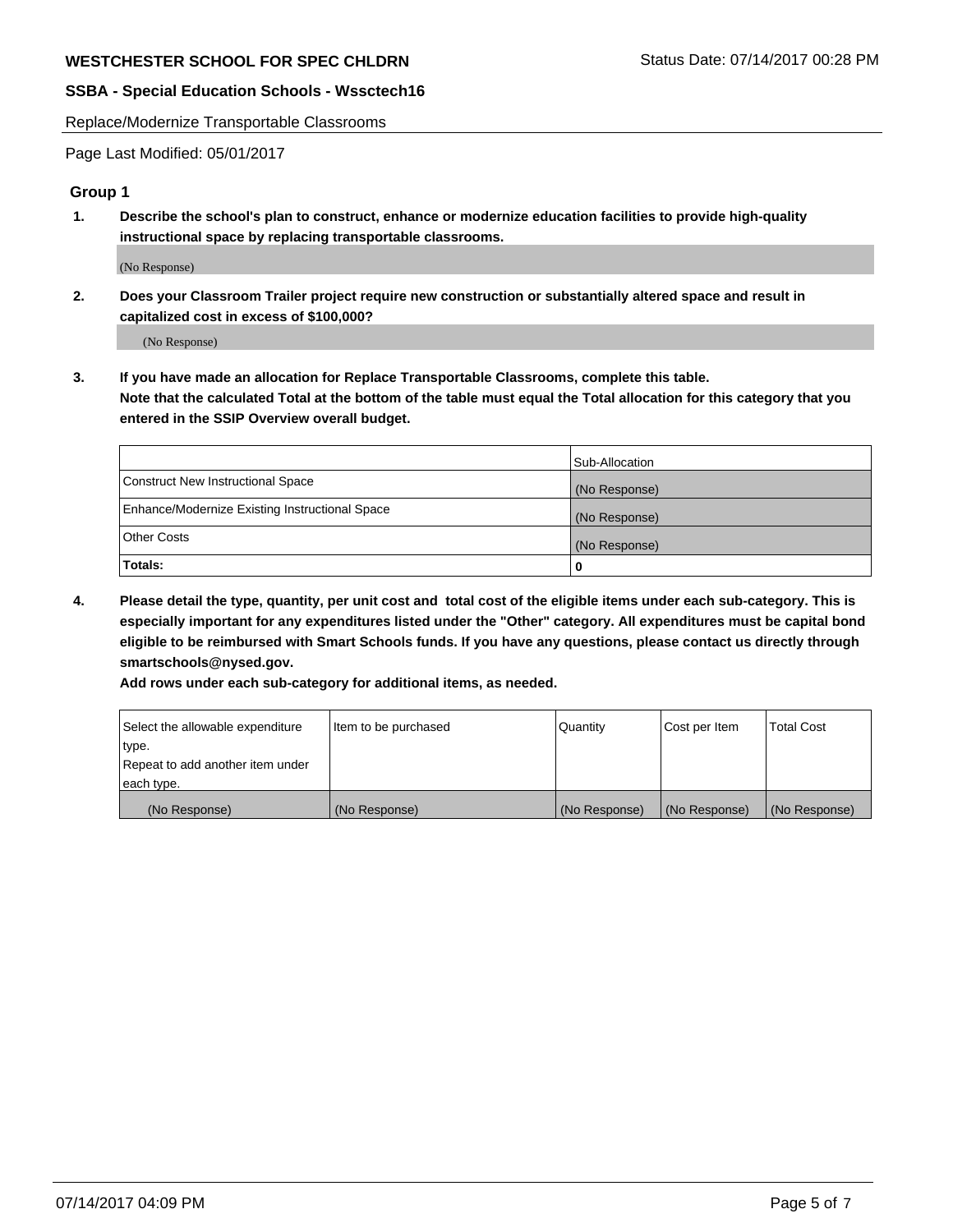Replace/Modernize Transportable Classrooms

Page Last Modified: 05/01/2017

## Group 1

**1. Describe the school's plan to construct, enhance or modernize education facilities to provide high-quality instructional space by replacing transportable classrooms.**

(No Response)

**2. Does your Classroom Trailer project require new construction or substantially altered space and result in capitalized cost in excess of $100,000?**

(No Response)

**3. If you have made an allocation for Replace Transportable Classrooms, complete this table. Note that the calculated Total at the bottom of the table must equal the Total allocation for this category that you entered in the SSIP Overview overall budget.**

| | Sub-Allocation |
|---|---|
| Construct New Instructional Space | (No Response) |
| Enhance/Modernize Existing Instructional Space | (No Response) |
| Other Costs | (No Response) |
| **Totals:** | **0** |

**4. Please detail the type, quantity, per unit cost and total cost of the eligible items under each sub-category. This is especially important for any expenditures listed under the "Other" category. All expenditures must be capital bond eligible to be reimbursed with Smart Schools funds. If you have any questions, please contact us directly through smartschools@nysed.gov.**

**Add rows under each sub-category for additional items, as needed.**

| Select the allowable expenditure type. Repeat to add another item under each type. | Item to be purchased | Quantity | Cost per Item | Total Cost |
|---|---|---|---|---|
| (No Response) | (No Response) | (No Response) | (No Response) | (No Response) |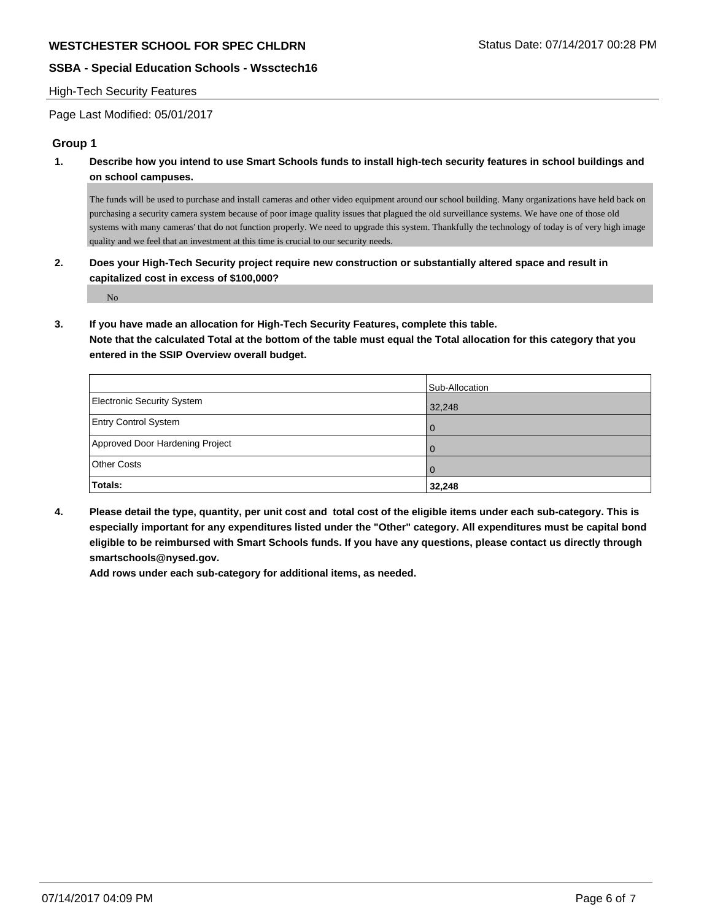High-Tech Security Features

Page Last Modified: 05/01/2017

## Group 1

**1. Describe how you intend to use Smart Schools funds to install high-tech security features in school buildings and on school campuses.**

The funds will be used to purchase and install cameras and other video equipment around our school building. Many organizations have held back on purchasing a security camera system because of poor image quality issues that plagued the old surveillance systems. We have one of those old systems with many cameras' that do not function properly. We need to upgrade this system. Thankfully the technology of today is of very high image quality and we feel that an investment at this time is crucial to our security needs.

**2. Does your High-Tech Security project require new construction or substantially altered space and result in capitalized cost in excess of $100,000?**

No

**3. If you have made an allocation for High-Tech Security Features, complete this table.**
**Note that the calculated Total at the bottom of the table must equal the Total allocation for this category that you entered in the SSIP Overview overall budget.**

| | Sub-Allocation |
|---|---|
| Electronic Security System | 32,248 |
| Entry Control System | 0 |
| Approved Door Hardening Project | 0 |
| Other Costs | 0 |
| **Totals:** | **32,248** |

**4. Please detail the type, quantity, per unit cost and total cost of the eligible items under each sub-category. This is especially important for any expenditures listed under the "Other" category. All expenditures must be capital bond eligible to be reimbursed with Smart Schools funds. If you have any questions, please contact us directly through smartschools@nysed.gov.**
**Add rows under each sub-category for additional items, as needed.**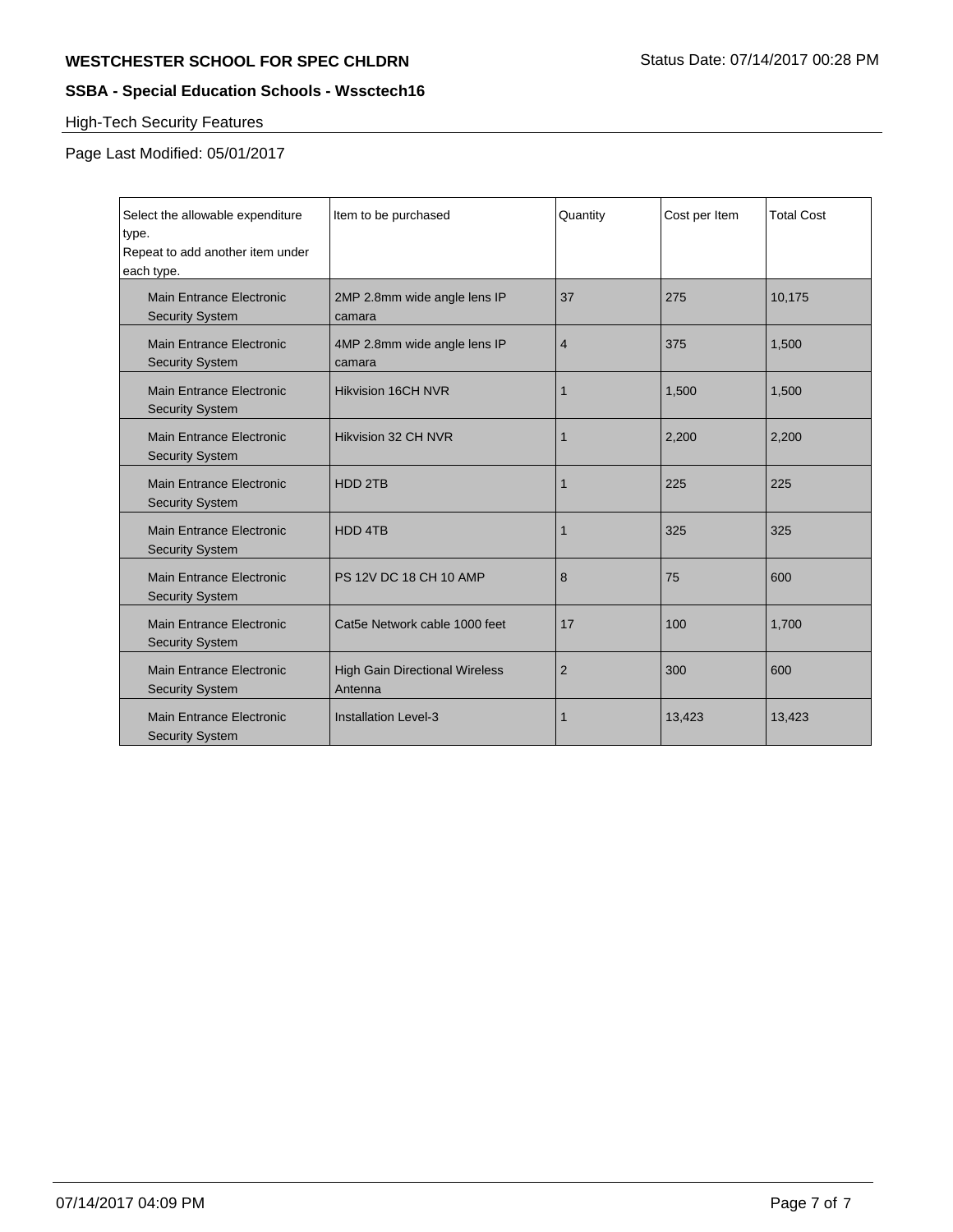**WESTCHESTER SCHOOL FOR SPEC CHLDRN** Status Date: 07/14/2017 00:28 PM

**SSBA - Special Education Schools - Wsssctech16**

High-Tech Security Features

Page Last Modified: 05/01/2017

| Select the allowable expenditure type.<br>Repeat to add another item under each type. | Item to be purchased | Quantity | Cost per Item | Total Cost |
|---|---|---|---|---|
| Main Entrance Electronic Security System | 2MP 2.8mm wide angle lens IP camara | 37 | 275 | 10,175 |
| Main Entrance Electronic Security System | 4MP 2.8mm wide angle lens IP camara | 4 | 375 | 1,500 |
| Main Entrance Electronic Security System | Hikvision 16CH NVR | 1 | 1,500 | 1,500 |
| Main Entrance Electronic Security System | Hikvision 32 CH NVR | 1 | 2,200 | 2,200 |
| Main Entrance Electronic Security System | HDD 2TB | 1 | 225 | 225 |
| Main Entrance Electronic Security System | HDD 4TB | 1 | 325 | 325 |
| Main Entrance Electronic Security System | PS 12V DC 18 CH 10 AMP | 8 | 75 | 600 |
| Main Entrance Electronic Security System | Cat5e Network cable 1000 feet | 17 | 100 | 1,700 |
| Main Entrance Electronic Security System | High Gain Directional Wireless Antenna | 2 | 300 | 600 |
| Main Entrance Electronic Security System | Installation Level-3 | 1 | 13,423 | 13,423 |